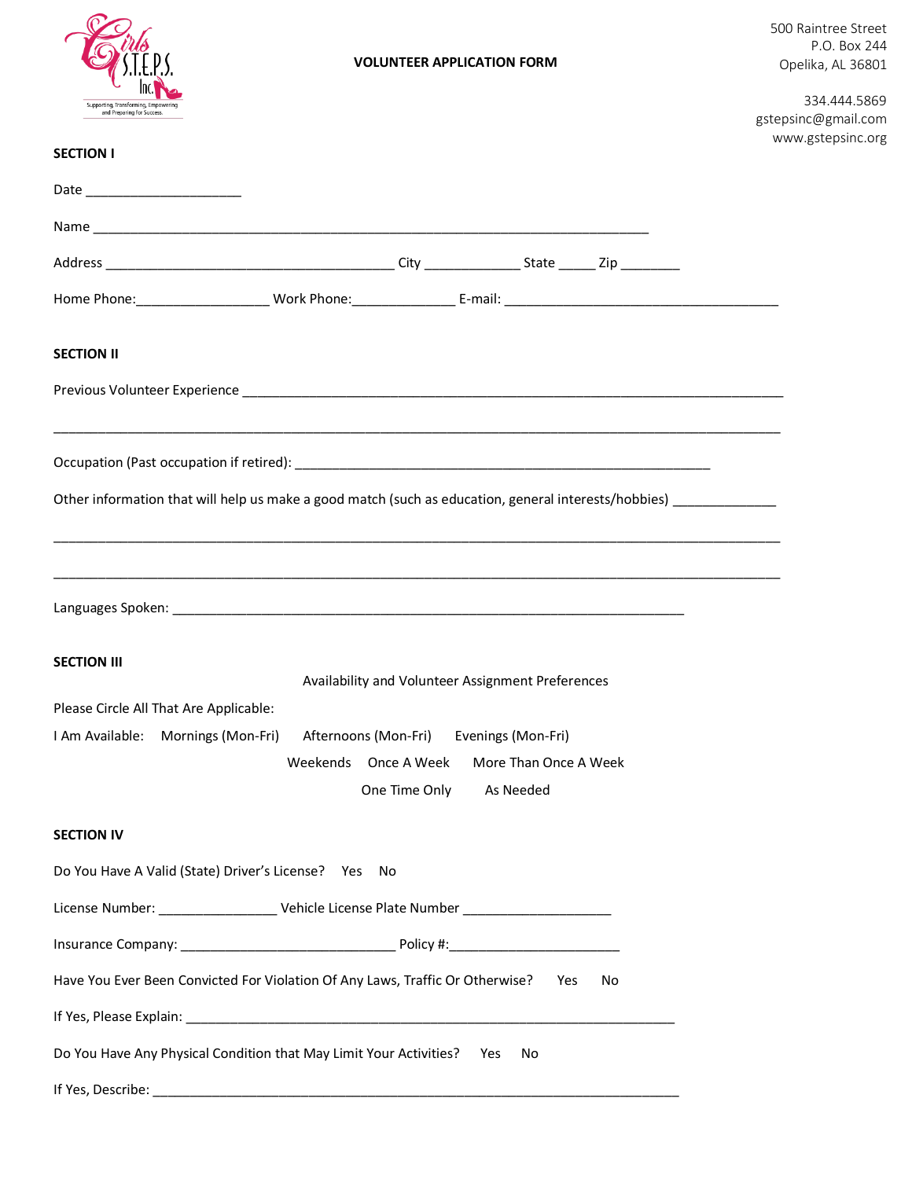Girls S.T.E.P.S. Inc.

Supporting, Transforming, Empowering and Preparing for Success.

**VOLUNTEER APPLICATION FORM**

500 Raintree Street
P.O. Box 244
Opelika, AL 36801

334.444.5869
gstepsinc@gmail.com
www.gstepsinc.org

**SECTION I**

Date ____________________

Name ______________________________________________________________________

Address ____________________________________ City ____________ State _____ Zip ________

Home Phone:_________________ Work Phone:_____________ E-mail: ___________________________________

**SECTION II**

Previous Volunteer Experience ____________________________________________________________________

_____________________________________________________________________________________________

Occupation (Past occupation if retired): ____________________________________________________

Other information that will help us make a good match (such as education, general interests/hobbies) _____________

_____________________________________________________________________________________________

_____________________________________________________________________________________________

Languages Spoken: ________________________________________________________________

**SECTION III**

Availability and Volunteer Assignment Preferences

Please Circle All That Are Applicable:

I Am Available: Mornings (Mon-Fri) Afternoons (Mon-Fri) Evenings (Mon-Fri)

Weekends Once A Week More Than Once A Week

One Time Only As Needed

**SECTION IV**

Do You Have A Valid (State) Driver's License? Yes No

License Number: _______________ Vehicle License Plate Number ___________________

Insurance Company: ___________________________ Policy #:______________________

Have You Ever Been Convicted For Violation Of Any Laws, Traffic Or Otherwise? Yes No

If Yes, Please Explain: ______________________________________________________________

Do You Have Any Physical Condition that May Limit Your Activities? Yes No

If Yes, Describe: ___________________________________________________________________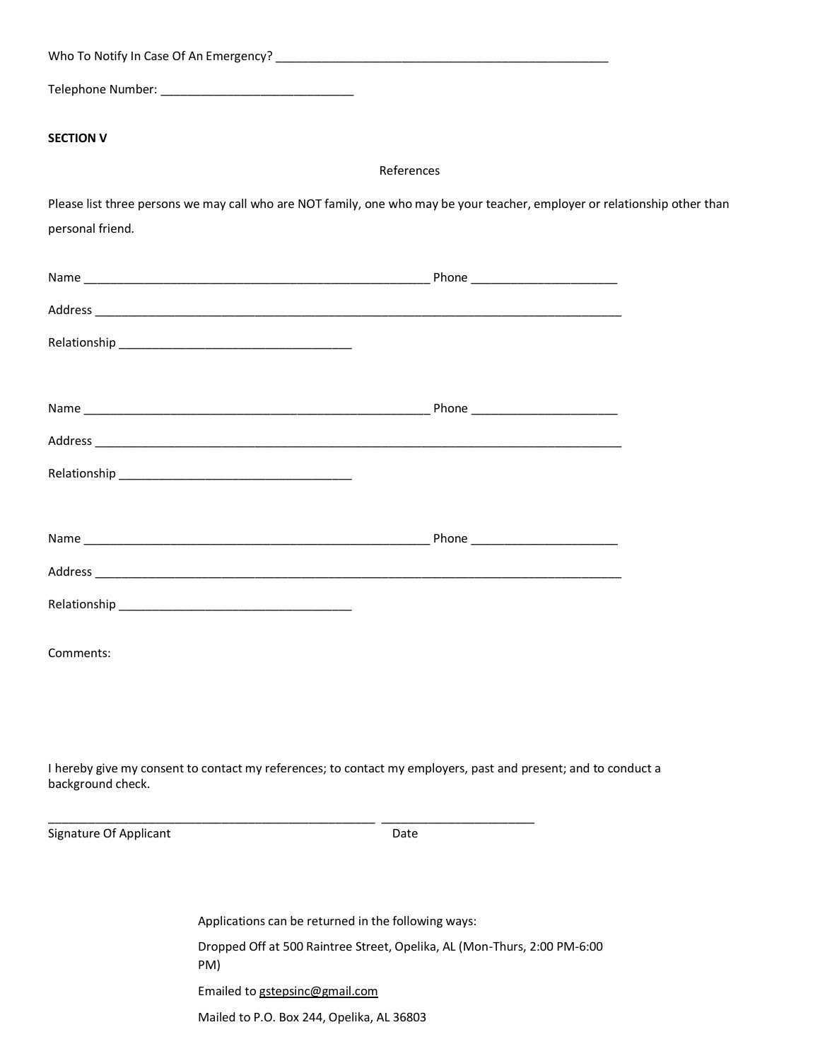Who To Notify In Case Of An Emergency? ____________________________________________________

Telephone Number: ______________________________

**SECTION V**

References

Please list three persons we may call who are NOT family, one who may be your teacher, employer or relationship other than personal friend.

Name _______________________________________________________ Phone _______________________

Address ________________________________________________________________________________

Relationship ____________________________________

Name _______________________________________________________ Phone _______________________

Address ________________________________________________________________________________

Relationship ____________________________________

Name _______________________________________________________ Phone _______________________

Address ________________________________________________________________________________

Relationship ____________________________________

Comments:

I hereby give my consent to contact my references; to contact my employers, past and present; and to conduct a background check.

___________________________________________________ ________________________

Signature Of Applicant Date

Applications can be returned in the following ways:

Dropped Off at 500 Raintree Street, Opelika, AL (Mon-Thurs, 2:00 PM-6:00 PM)

Emailed to gstepsinc@gmail.com

Mailed to P.O. Box 244, Opelika, AL 36803